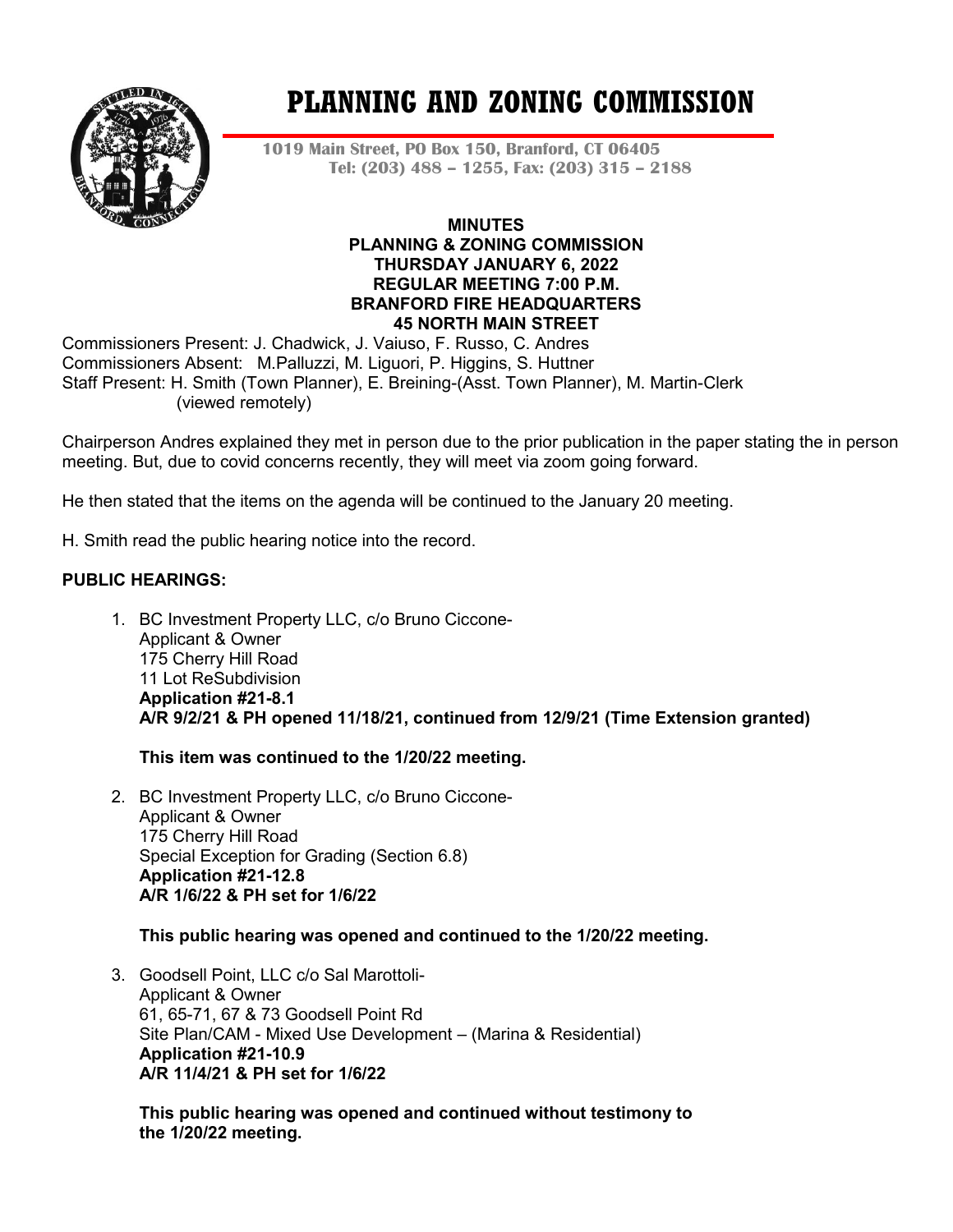# PLANNING AND ZONING COMMISSION

**1019 Main Street, PO Box 150, Branford, CT 06405**
**Tel: (203) 488 – 1255, Fax: (203) 315 – 2188**

**MINUTES**
**PLANNING & ZONING COMMISSION**
**THURSDAY JANUARY 6, 2022**
**REGULAR MEETING 7:00 P.M.**
**BRANFORD FIRE HEADQUARTERS**
**45 NORTH MAIN STREET**

Commissioners Present: J. Chadwick, J. Vaiuso, F. Russo, C. Andres
Commissioners Absent: M.Palluzzi, M. Liguori, P. Higgins, S. Huttner
Staff Present: H. Smith (Town Planner), E. Breining-(Asst. Town Planner), M. Martin-Clerk (viewed remotely)

Chairperson Andres explained they met in person due to the prior publication in the paper stating the in person meeting. But, due to covid concerns recently, they will meet via zoom going forward.

He then stated that the items on the agenda will be continued to the January 20 meeting.

H. Smith read the public hearing notice into the record.

**PUBLIC HEARINGS:**

1. BC Investment Property LLC, c/o Bruno Ciccone-
   Applicant & Owner
   175 Cherry Hill Road
   11 Lot ReSubdivision
   **Application #21-8.1**
   **A/R 9/2/21 & PH opened 11/18/21, continued from 12/9/21 (Time Extension granted)**

   **This item was continued to the 1/20/22 meeting.**

2. BC Investment Property LLC, c/o Bruno Ciccone-
   Applicant & Owner
   175 Cherry Hill Road
   Special Exception for Grading (Section 6.8)
   **Application #21-12.8**
   **A/R 1/6/22 & PH set for 1/6/22**

   **This public hearing was opened and continued to the 1/20/22 meeting.**

3. Goodsell Point, LLC c/o Sal Marottoli-
   Applicant & Owner
   61, 65-71, 67 & 73 Goodsell Point Rd
   Site Plan/CAM - Mixed Use Development – (Marina & Residential)
   **Application #21-10.9**
   **A/R 11/4/21 & PH set for 1/6/22**

   **This public hearing was opened and continued without testimony to the 1/20/22 meeting.**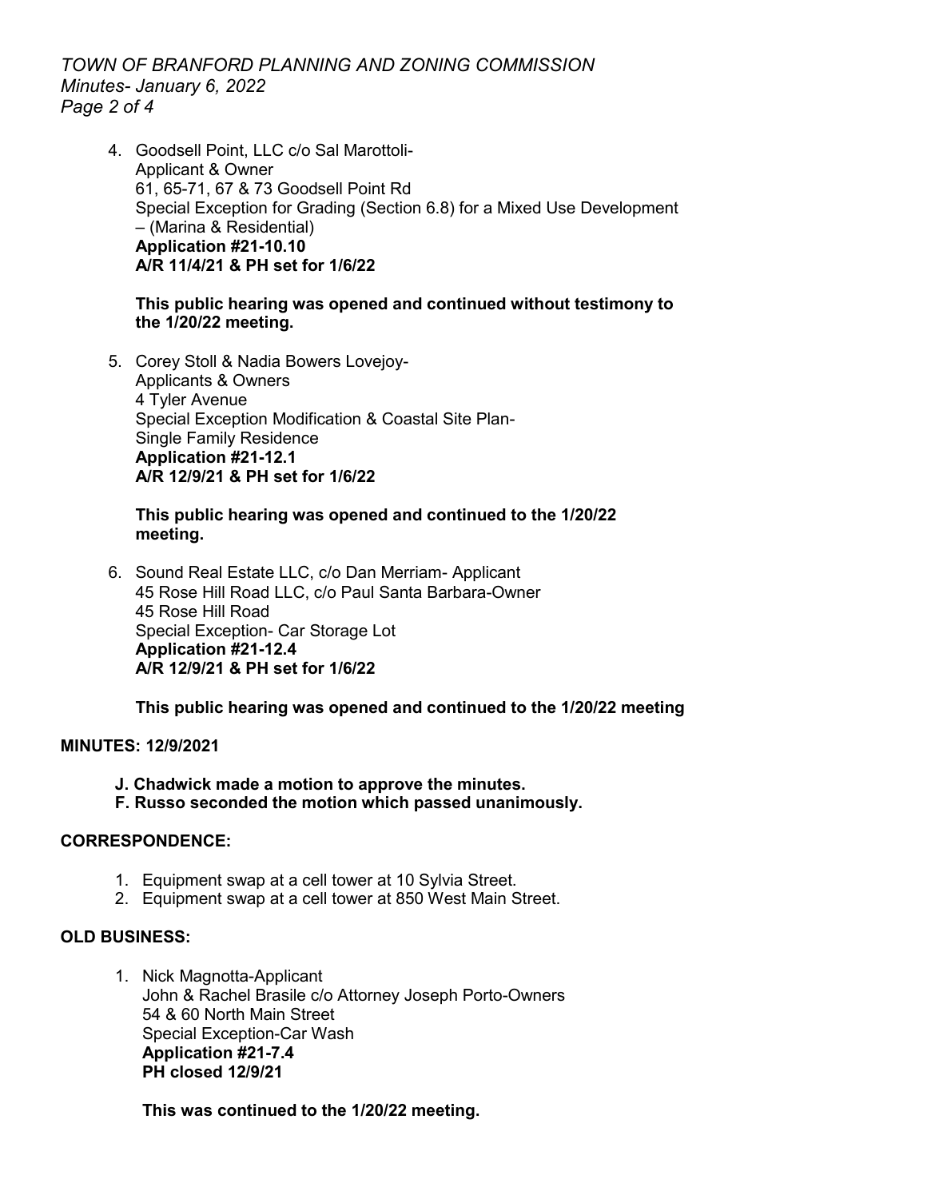4. Goodsell Point, LLC c/o Sal Marottoli-
   Applicant & Owner
   61, 65-71, 67 & 73 Goodsell Point Rd
   Special Exception for Grading (Section 6.8) for a Mixed Use Development – (Marina & Residential)
   **Application #21-10.10**
   **A/R 11/4/21 & PH set for 1/6/22**

   **This public hearing was opened and continued without testimony to the 1/20/22 meeting.**

5. Corey Stoll & Nadia Bowers Lovejoy-
   Applicants & Owners
   4 Tyler Avenue
   Special Exception Modification & Coastal Site Plan-
   Single Family Residence
   **Application #21-12.1**
   **A/R 12/9/21 & PH set for 1/6/22**

   **This public hearing was opened and continued to the 1/20/22 meeting.**

6. Sound Real Estate LLC, c/o Dan Merriam- Applicant
   45 Rose Hill Road LLC, c/o Paul Santa Barbara-Owner
   45 Rose Hill Road
   Special Exception- Car Storage Lot
   **Application #21-12.4**
   **A/R 12/9/21 & PH set for 1/6/22**

   **This public hearing was opened and continued to the 1/20/22 meeting**

**MINUTES: 12/9/2021**

**J. Chadwick made a motion to approve the minutes.**
**F. Russo seconded the motion which passed unanimously.**

**CORRESPONDENCE:**

1. Equipment swap at a cell tower at 10 Sylvia Street.
2. Equipment swap at a cell tower at 850 West Main Street.

**OLD BUSINESS:**

1. Nick Magnotta-Applicant
   John & Rachel Brasile c/o Attorney Joseph Porto-Owners
   54 & 60 North Main Street
   Special Exception-Car Wash
   **Application #21-7.4**
   **PH closed 12/9/21**

   **This was continued to the 1/20/22 meeting.**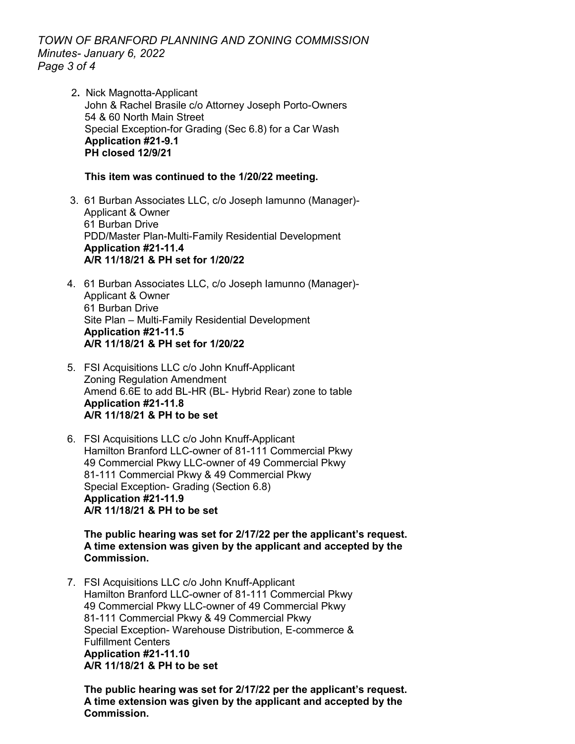2. Nick Magnotta-Applicant
   John & Rachel Brasile c/o Attorney Joseph Porto-Owners
   54 & 60 North Main Street
   Special Exception-for Grading (Sec 6.8) for a Car Wash
   **Application #21-9.1**
   **PH closed 12/9/21**

   **This item was continued to the 1/20/22 meeting.**

3. 61 Burban Associates LLC, c/o Joseph Iamunno (Manager)-
   Applicant & Owner
   61 Burban Drive
   PDD/Master Plan-Multi-Family Residential Development
   **Application #21-11.4**
   **A/R 11/18/21 & PH set for 1/20/22**

4. 61 Burban Associates LLC, c/o Joseph Iamunno (Manager)-
   Applicant & Owner
   61 Burban Drive
   Site Plan – Multi-Family Residential Development
   **Application #21-11.5**
   **A/R 11/18/21 & PH set for 1/20/22**

5. FSI Acquisitions LLC c/o John Knuff-Applicant
   Zoning Regulation Amendment
   Amend 6.6E to add BL-HR (BL- Hybrid Rear) zone to table
   **Application #21-11.8**
   **A/R 11/18/21 & PH to be set**

6. FSI Acquisitions LLC c/o John Knuff-Applicant
   Hamilton Branford LLC-owner of 81-111 Commercial Pkwy
   49 Commercial Pkwy LLC-owner of 49 Commercial Pkwy
   81-111 Commercial Pkwy & 49 Commercial Pkwy
   Special Exception- Grading (Section 6.8)
   **Application #21-11.9**
   **A/R 11/18/21 & PH to be set**

   **The public hearing was set for 2/17/22 per the applicant's request. A time extension was given by the applicant and accepted by the Commission.**

7. FSI Acquisitions LLC c/o John Knuff-Applicant
   Hamilton Branford LLC-owner of 81-111 Commercial Pkwy
   49 Commercial Pkwy LLC-owner of 49 Commercial Pkwy
   81-111 Commercial Pkwy & 49 Commercial Pkwy
   Special Exception- Warehouse Distribution, E-commerce & Fulfillment Centers
   **Application #21-11.10**
   **A/R 11/18/21 & PH to be set**

   **The public hearing was set for 2/17/22 per the applicant's request. A time extension was given by the applicant and accepted by the Commission.**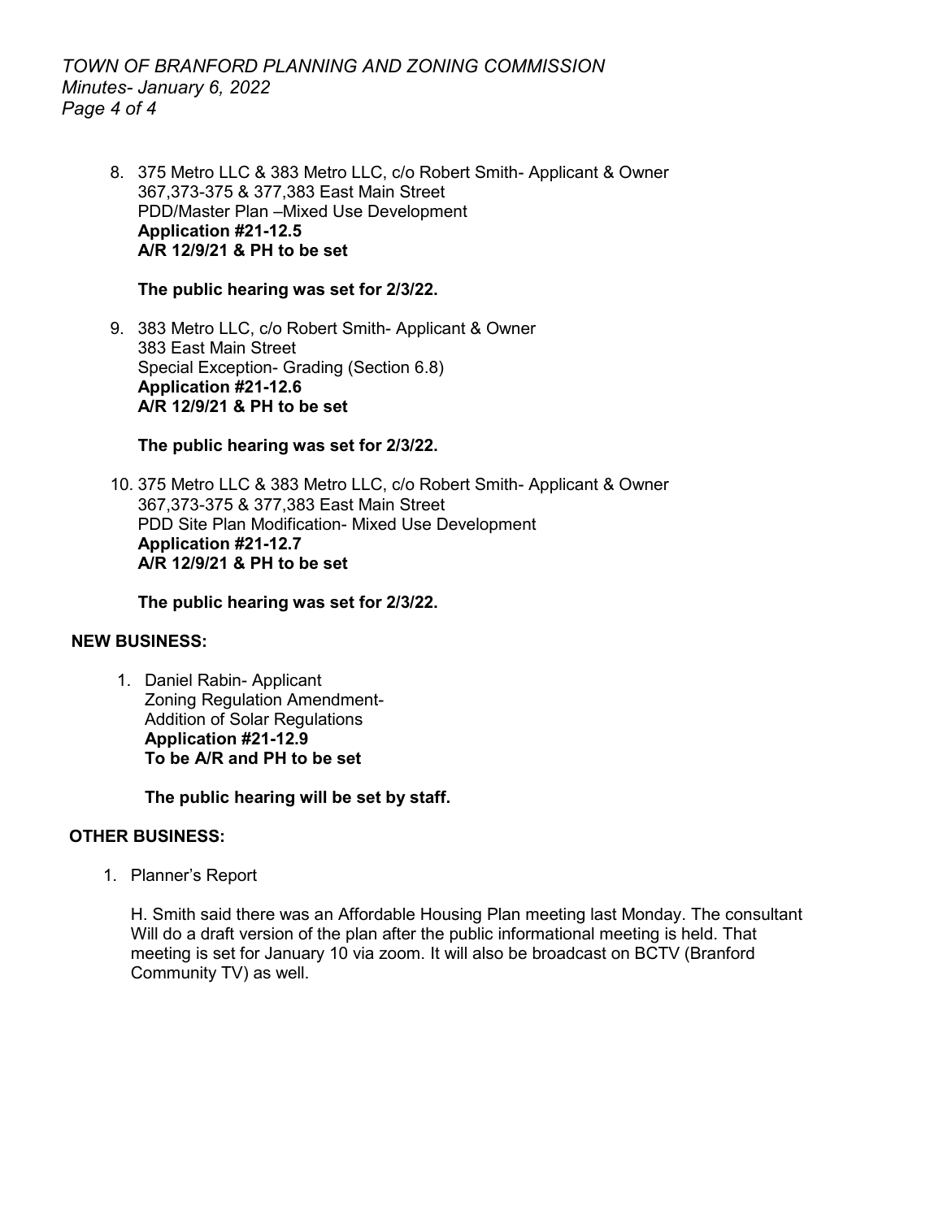8. 375 Metro LLC & 383 Metro LLC, c/o Robert Smith- Applicant & Owner
   367,373-375 & 377,383 East Main Street
   PDD/Master Plan –Mixed Use Development
   **Application #21-12.5**
   **A/R 12/9/21 & PH to be set**

   **The public hearing was set for 2/3/22.**

9. 383 Metro LLC, c/o Robert Smith- Applicant & Owner
   383 East Main Street
   Special Exception- Grading (Section 6.8)
   **Application #21-12.6**
   **A/R 12/9/21 & PH to be set**

   **The public hearing was set for 2/3/22.**

10. 375 Metro LLC & 383 Metro LLC, c/o Robert Smith- Applicant & Owner
    367,373-375 & 377,383 East Main Street
    PDD Site Plan Modification- Mixed Use Development
    **Application #21-12.7**
    **A/R 12/9/21 & PH to be set**

    **The public hearing was set for 2/3/22.**

**NEW BUSINESS:**

1. Daniel Rabin- Applicant
   Zoning Regulation Amendment-
   Addition of Solar Regulations
   **Application #21-12.9**
   **To be A/R and PH to be set**

   **The public hearing will be set by staff.**

**OTHER BUSINESS:**

1. Planner's Report

   H. Smith said there was an Affordable Housing Plan meeting last Monday. The consultant Will do a draft version of the plan after the public informational meeting is held. That meeting is set for January 10 via zoom. It will also be broadcast on BCTV (Branford Community TV) as well.